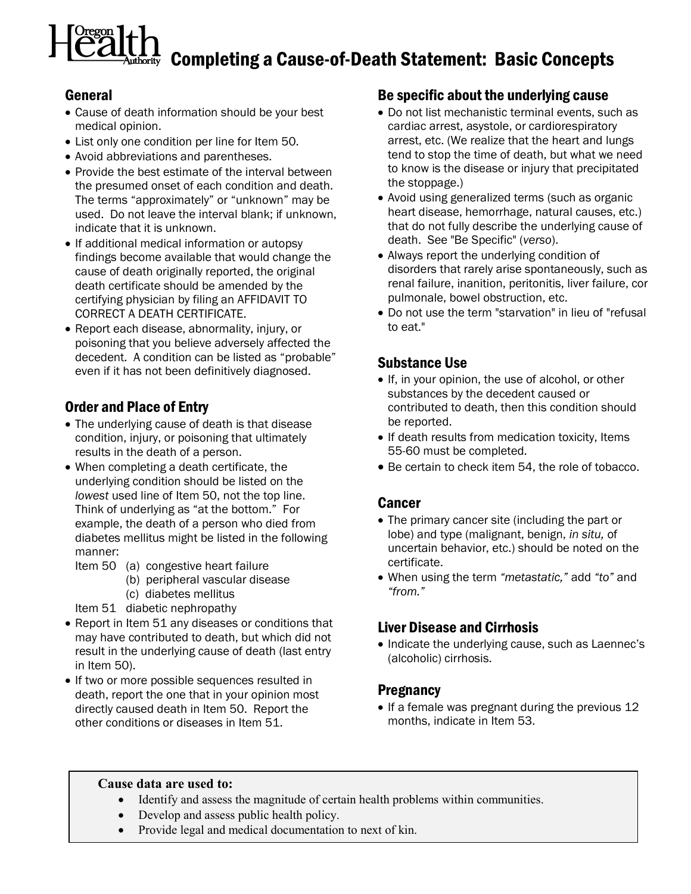# Completing a Cause-of-Death Statement: Basic Concepts

## General

- Cause of death information should be your best medical opinion.
- List only one condition per line for Item 50.
- Avoid abbreviations and parentheses.
- Provide the best estimate of the interval between the presumed onset of each condition and death. The terms "approximately" or "unknown" may be used. Do not leave the interval blank; if unknown, indicate that it is unknown.
- If additional medical information or autopsy findings become available that would change the cause of death originally reported, the original death certificate should be amended by the certifying physician by filing an AFFIDAVIT TO CORRECT A DEATH CERTIFICATE.
- Report each disease, abnormality, injury, or poisoning that you believe adversely affected the decedent. A condition can be listed as "probable" even if it has not been definitively diagnosed.

## Order and Place of Entry

- The underlying cause of death is that disease condition, injury, or poisoning that ultimately results in the death of a person.
- When completing a death certificate, the underlying condition should be listed on the *lowest* used line of Item 50, not the top line. Think of underlying as "at the bottom." For example, the death of a person who died from diabetes mellitus might be listed in the following manner:

  Item 50 (a) congestive heart failure
  (b) peripheral vascular disease
  (c) diabetes mellitus

  Item 51 diabetic nephropathy
- Report in Item 51 any diseases or conditions that may have contributed to death, but which did not result in the underlying cause of death (last entry in Item 50).
- If two or more possible sequences resulted in death, report the one that in your opinion most directly caused death in Item 50. Report the other conditions or diseases in Item 51.

## Be specific about the underlying cause

- Do not list mechanistic terminal events, such as cardiac arrest, asystole, or cardiorespiratory arrest, etc. (We realize that the heart and lungs tend to stop the time of death, but what we need to know is the disease or injury that precipitated the stoppage.)
- Avoid using generalized terms (such as organic heart disease, hemorrhage, natural causes, etc.) that do not fully describe the underlying cause of death. See "Be Specific" (*verso*).
- Always report the underlying condition of disorders that rarely arise spontaneously, such as renal failure, inanition, peritonitis, liver failure, cor pulmonale, bowel obstruction, etc.
- Do not use the term "starvation" in lieu of "refusal to eat."

## Substance Use

- If, in your opinion, the use of alcohol, or other substances by the decedent caused or contributed to death, then this condition should be reported.
- If death results from medication toxicity, Items 55-60 must be completed.
- Be certain to check item 54, the role of tobacco.

## Cancer

- The primary cancer site (including the part or lobe) and type (malignant, benign, *in situ,* of uncertain behavior, etc.) should be noted on the certificate.
- When using the term *"metastatic,"* add *"to"* and *"from."*

## Liver Disease and Cirrhosis

- Indicate the underlying cause, such as Laennec's (alcoholic) cirrhosis.

## Pregnancy

- If a female was pregnant during the previous 12 months, indicate in Item 53.

**Cause data are used to:**

- Identify and assess the magnitude of certain health problems within communities.
- Develop and assess public health policy.
- Provide legal and medical documentation to next of kin.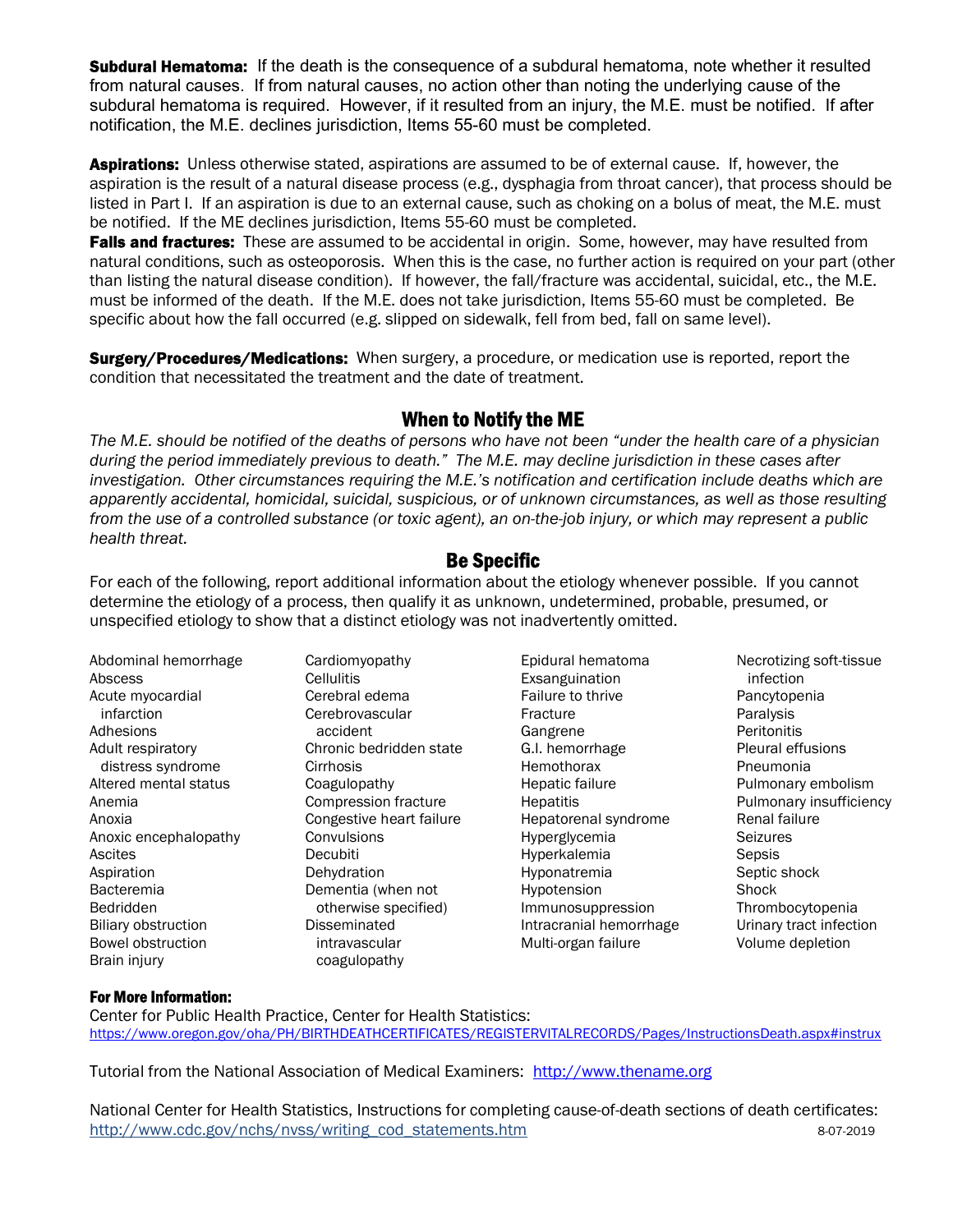**Subdural Hematoma:** If the death is the consequence of a subdural hematoma, note whether it resulted from natural causes. If from natural causes, no action other than noting the underlying cause of the subdural hematoma is required. However, if it resulted from an injury, the M.E. must be notified. If after notification, the M.E. declines jurisdiction, Items 55-60 must be completed.

**Aspirations:** Unless otherwise stated, aspirations are assumed to be of external cause. If, however, the aspiration is the result of a natural disease process (e.g., dysphagia from throat cancer), that process should be listed in Part I. If an aspiration is due to an external cause, such as choking on a bolus of meat, the M.E. must be notified. If the ME declines jurisdiction, Items 55-60 must be completed.

**Falls and fractures:** These are assumed to be accidental in origin. Some, however, may have resulted from natural conditions, such as osteoporosis. When this is the case, no further action is required on your part (other than listing the natural disease condition). If however, the fall/fracture was accidental, suicidal, etc., the M.E. must be informed of the death. If the M.E. does not take jurisdiction, Items 55-60 must be completed. Be specific about how the fall occurred (e.g. slipped on sidewalk, fell from bed, fall on same level).

**Surgery/Procedures/Medications:** When surgery, a procedure, or medication use is reported, report the condition that necessitated the treatment and the date of treatment.

## When to Notify the ME

*The M.E. should be notified of the deaths of persons who have not been "under the health care of a physician during the period immediately previous to death." The M.E. may decline jurisdiction in these cases after investigation. Other circumstances requiring the M.E.'s notification and certification include deaths which are apparently accidental, homicidal, suicidal, suspicious, or of unknown circumstances, as well as those resulting from the use of a controlled substance (or toxic agent), an on-the-job injury, or which may represent a public health threat.*

## Be Specific

For each of the following, report additional information about the etiology whenever possible. If you cannot determine the etiology of a process, then qualify it as unknown, undetermined, probable, presumed, or unspecified etiology to show that a distinct etiology was not inadvertently omitted.

- Abdominal hemorrhage
- Abscess
- Acute myocardial infarction
- Adhesions
- Adult respiratory distress syndrome
- Altered mental status
- Anemia
- Anoxia
- Anoxic encephalopathy
- Ascites
- Aspiration
- Bacteremia
- Bedridden
- Biliary obstruction
- Bowel obstruction
- Brain injury
- Cardiomyopathy
- Cellulitis
- Cerebral edema
- Cerebrovascular accident
- Chronic bedridden state
- Cirrhosis
- Coagulopathy
- Compression fracture
- Congestive heart failure
- Convulsions
- Decubiti
- Dehydration
- Dementia (when not otherwise specified)
- Disseminated intravascular coagulopathy
- Epidural hematoma
- Exsanguination
- Failure to thrive
- Fracture
- Gangrene
- G.I. hemorrhage
- Hemothorax
- Hepatic failure
- Hepatitis
- Hepatorenal syndrome
- Hyperglycemia
- Hyperkalemia
- Hyponatremia
- Hypotension
- Immunosuppression
- Intracranial hemorrhage
- Multi-organ failure
- Necrotizing soft-tissue infection
- Pancytopenia
- Paralysis
- Peritonitis
- Pleural effusions
- Pneumonia
- Pulmonary embolism
- Pulmonary insufficiency
- Renal failure
- Seizures
- Sepsis
- Septic shock
- Shock
- Thrombocytopenia
- Urinary tract infection
- Volume depletion

**For More Information:**

Center for Public Health Practice, Center for Health Statistics:
https://www.oregon.gov/oha/PH/BIRTHDEATHCERTIFICATES/REGISTERVITALRECORDS/Pages/InstructionsDeath.aspx#instrux

Tutorial from the National Association of Medical Examiners: http://www.thename.org

National Center for Health Statistics, Instructions for completing cause-of-death sections of death certificates:
http://www.cdc.gov/nchs/nvss/writing_cod_statements.htm

8-07-2019